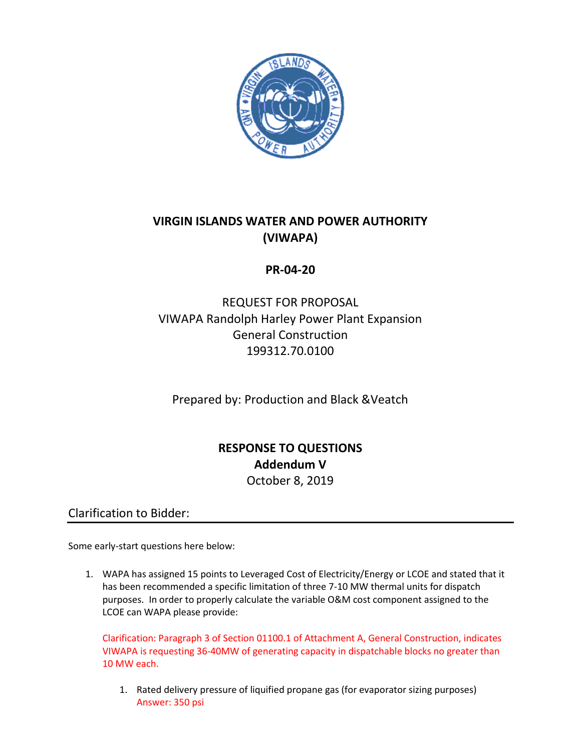# VIRGIN ISLANDS WATER AND POWER AUTHORITY (VIWAPA)

## PR-04-20

REQUEST FOR PROPOSAL
VIWAPA Randolph Harley Power Plant Expansion
General Construction
199312.70.0100

Prepared by: Production and Black &Veatch

## RESPONSE TO QUESTIONS
## Addendum V

October 8, 2019

## Clarification to Bidder:

Some early-start questions here below:

1. WAPA has assigned 15 points to Leveraged Cost of Electricity/Energy or LCOE and stated that it has been recommended a specific limitation of three 7-10 MW thermal units for dispatch purposes. In order to properly calculate the variable O&M cost component assigned to the LCOE can WAPA please provide:

   Clarification: Paragraph 3 of Section 01100.1 of Attachment A, General Construction, indicates VIWAPA is requesting 36-40MW of generating capacity in dispatchable blocks no greater than 10 MW each.

   1. Rated delivery pressure of liquified propane gas (for evaporator sizing purposes)
      Answer: 350 psi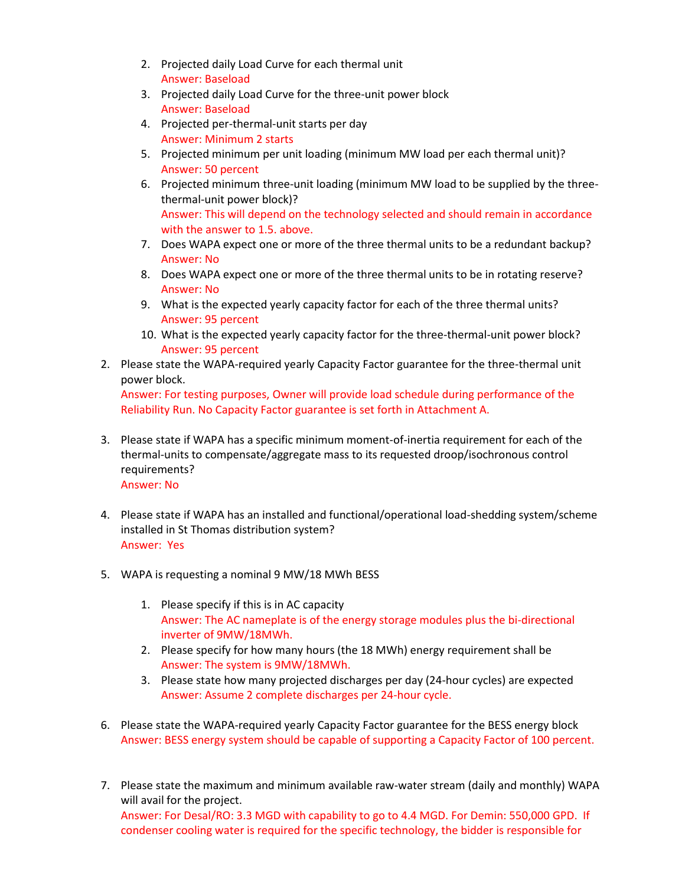2. Projected daily Load Curve for each thermal unit
   Answer: Baseload
3. Projected daily Load Curve for the three-unit power block
   Answer: Baseload
4. Projected per-thermal-unit starts per day
   Answer: Minimum 2 starts
5. Projected minimum per unit loading (minimum MW load per each thermal unit)?
   Answer: 50 percent
6. Projected minimum three-unit loading (minimum MW load to be supplied by the three-thermal-unit power block)?
   Answer: This will depend on the technology selected and should remain in accordance with the answer to 1.5. above.
7. Does WAPA expect one or more of the three thermal units to be a redundant backup?
   Answer: No
8. Does WAPA expect one or more of the three thermal units to be in rotating reserve?
   Answer: No
9. What is the expected yearly capacity factor for each of the three thermal units?
   Answer: 95 percent
10. What is the expected yearly capacity factor for the three-thermal-unit power block?
    Answer: 95 percent

2. Please state the WAPA-required yearly Capacity Factor guarantee for the three-thermal unit power block.
   Answer: For testing purposes, Owner will provide load schedule during performance of the Reliability Run. No Capacity Factor guarantee is set forth in Attachment A.

3. Please state if WAPA has a specific minimum moment-of-inertia requirement for each of the thermal-units to compensate/aggregate mass to its requested droop/isochronous control requirements?
   Answer: No

4. Please state if WAPA has an installed and functional/operational load-shedding system/scheme installed in St Thomas distribution system?
   Answer: Yes

5. WAPA is requesting a nominal 9 MW/18 MWh BESS

   1. Please specify if this is in AC capacity
      Answer: The AC nameplate is of the energy storage modules plus the bi-directional inverter of 9MW/18MWh.
   2. Please specify for how many hours (the 18 MWh) energy requirement shall be
      Answer: The system is 9MW/18MWh.
   3. Please state how many projected discharges per day (24-hour cycles) are expected
      Answer: Assume 2 complete discharges per 24-hour cycle.

6. Please state the WAPA-required yearly Capacity Factor guarantee for the BESS energy block
   Answer: BESS energy system should be capable of supporting a Capacity Factor of 100 percent.

7. Please state the maximum and minimum available raw-water stream (daily and monthly) WAPA will avail for the project.
   Answer: For Desal/RO: 3.3 MGD with capability to go to 4.4 MGD. For Demin: 550,000 GPD. If condenser cooling water is required for the specific technology, the bidder is responsible for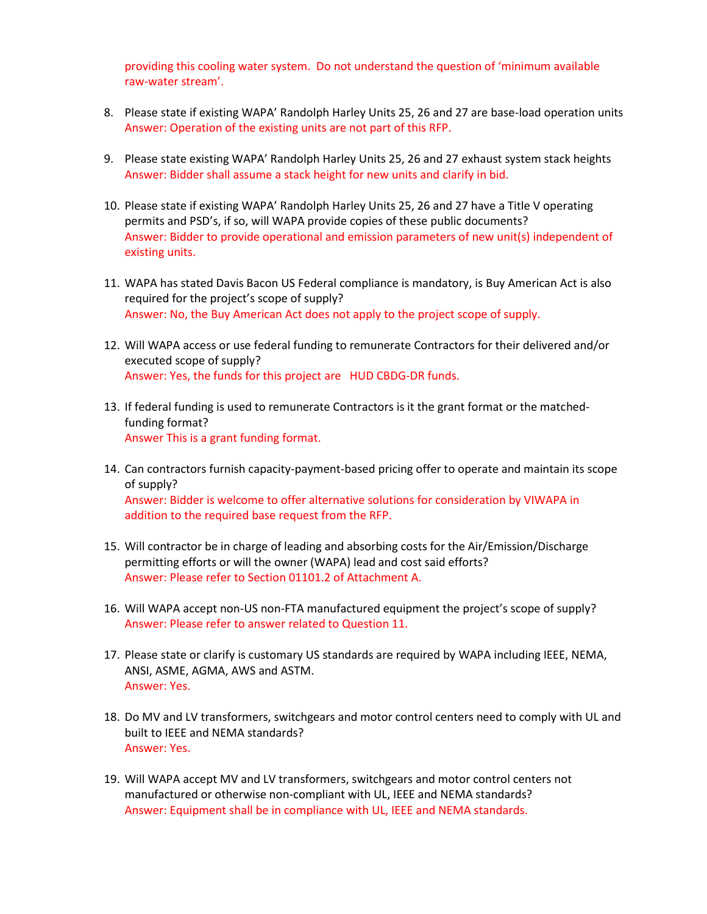providing this cooling water system. Do not understand the question of 'minimum available raw-water stream'.

8. Please state if existing WAPA' Randolph Harley Units 25, 26 and 27 are base-load operation units
   Answer: Operation of the existing units are not part of this RFP.

9. Please state existing WAPA' Randolph Harley Units 25, 26 and 27 exhaust system stack heights
   Answer: Bidder shall assume a stack height for new units and clarify in bid.

10. Please state if existing WAPA' Randolph Harley Units 25, 26 and 27 have a Title V operating permits and PSD's, if so, will WAPA provide copies of these public documents?
    Answer: Bidder to provide operational and emission parameters of new unit(s) independent of existing units.

11. WAPA has stated Davis Bacon US Federal compliance is mandatory, is Buy American Act is also required for the project's scope of supply?
    Answer: No, the Buy American Act does not apply to the project scope of supply.

12. Will WAPA access or use federal funding to remunerate Contractors for their delivered and/or executed scope of supply?
    Answer: Yes, the funds for this project are HUD CBDG-DR funds.

13. If federal funding is used to remunerate Contractors is it the grant format or the matched-funding format?
    Answer This is a grant funding format.

14. Can contractors furnish capacity-payment-based pricing offer to operate and maintain its scope of supply?
    Answer: Bidder is welcome to offer alternative solutions for consideration by VIWAPA in addition to the required base request from the RFP.

15. Will contractor be in charge of leading and absorbing costs for the Air/Emission/Discharge permitting efforts or will the owner (WAPA) lead and cost said efforts?
    Answer: Please refer to Section 01101.2 of Attachment A.

16. Will WAPA accept non-US non-FTA manufactured equipment the project's scope of supply?
    Answer: Please refer to answer related to Question 11.

17. Please state or clarify is customary US standards are required by WAPA including IEEE, NEMA, ANSI, ASME, AGMA, AWS and ASTM.
    Answer: Yes.

18. Do MV and LV transformers, switchgears and motor control centers need to comply with UL and built to IEEE and NEMA standards?
    Answer: Yes.

19. Will WAPA accept MV and LV transformers, switchgears and motor control centers not manufactured or otherwise non-compliant with UL, IEEE and NEMA standards?
    Answer: Equipment shall be in compliance with UL, IEEE and NEMA standards.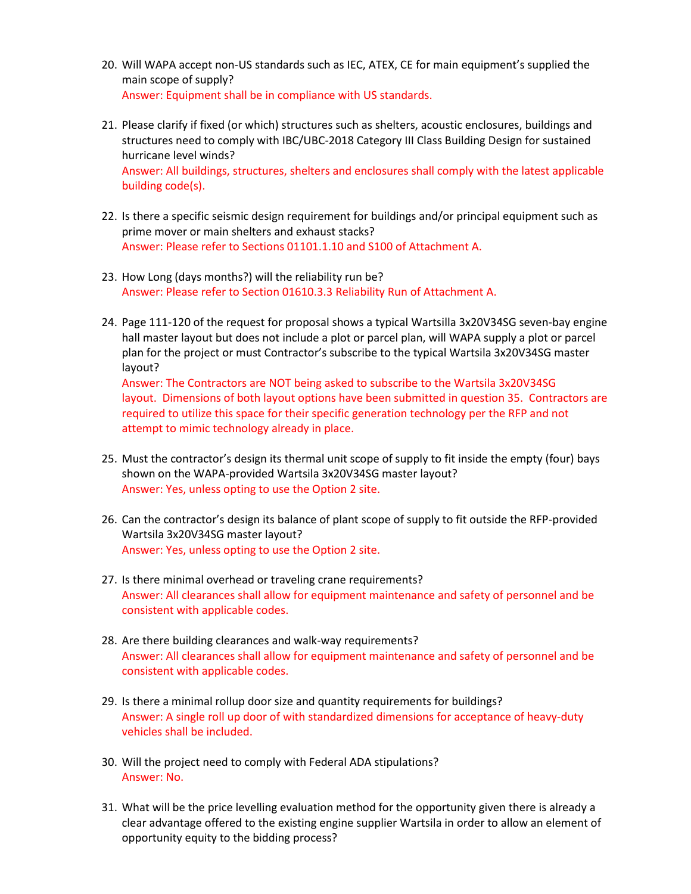20. Will WAPA accept non-US standards such as IEC, ATEX, CE for main equipment's supplied the main scope of supply?
    Answer: Equipment shall be in compliance with US standards.

21. Please clarify if fixed (or which) structures such as shelters, acoustic enclosures, buildings and structures need to comply with IBC/UBC-2018 Category III Class Building Design for sustained hurricane level winds?
    Answer: All buildings, structures, shelters and enclosures shall comply with the latest applicable building code(s).

22. Is there a specific seismic design requirement for buildings and/or principal equipment such as prime mover or main shelters and exhaust stacks?
    Answer: Please refer to Sections 01101.1.10 and S100 of Attachment A.

23. How Long (days months?) will the reliability run be?
    Answer: Please refer to Section 01610.3.3 Reliability Run of Attachment A.

24. Page 111-120 of the request for proposal shows a typical Wartsilla 3x20V34SG seven-bay engine hall master layout but does not include a plot or parcel plan, will WAPA supply a plot or parcel plan for the project or must Contractor's subscribe to the typical Wartsila 3x20V34SG master layout?
    Answer: The Contractors are NOT being asked to subscribe to the Wartsila 3x20V34SG layout. Dimensions of both layout options have been submitted in question 35. Contractors are required to utilize this space for their specific generation technology per the RFP and not attempt to mimic technology already in place.

25. Must the contractor's design its thermal unit scope of supply to fit inside the empty (four) bays shown on the WAPA-provided Wartsila 3x20V34SG master layout?
    Answer: Yes, unless opting to use the Option 2 site.

26. Can the contractor's design its balance of plant scope of supply to fit outside the RFP-provided Wartsila 3x20V34SG master layout?
    Answer: Yes, unless opting to use the Option 2 site.

27. Is there minimal overhead or traveling crane requirements?
    Answer: All clearances shall allow for equipment maintenance and safety of personnel and be consistent with applicable codes.

28. Are there building clearances and walk-way requirements?
    Answer: All clearances shall allow for equipment maintenance and safety of personnel and be consistent with applicable codes.

29. Is there a minimal rollup door size and quantity requirements for buildings?
    Answer: A single roll up door of with standardized dimensions for acceptance of heavy-duty vehicles shall be included.

30. Will the project need to comply with Federal ADA stipulations?
    Answer: No.

31. What will be the price levelling evaluation method for the opportunity given there is already a clear advantage offered to the existing engine supplier Wartsila in order to allow an element of opportunity equity to the bidding process?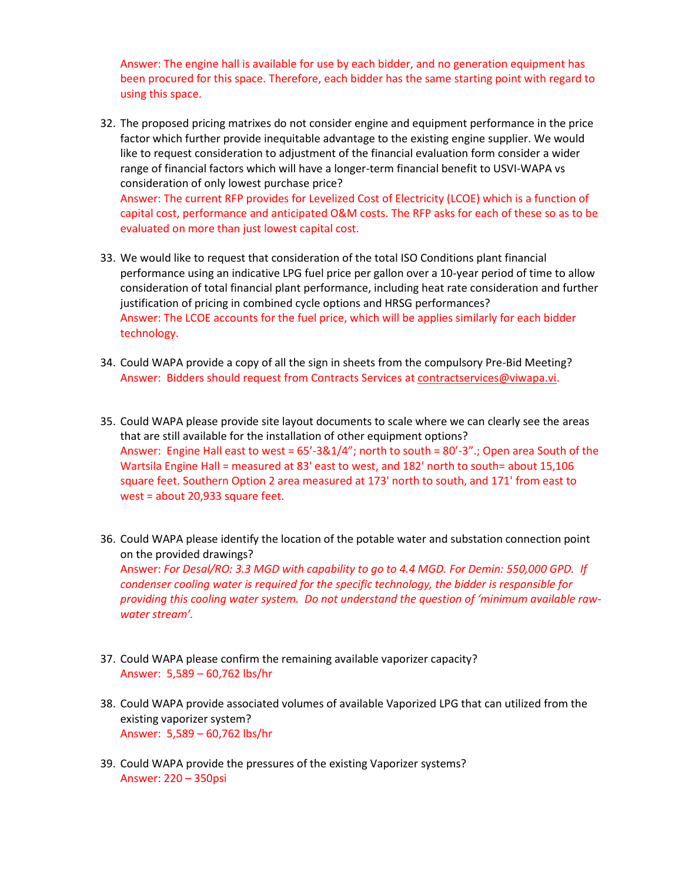Answer: The engine hall is available for use by each bidder, and no generation equipment has been procured for this space. Therefore, each bidder has the same starting point with regard to using this space.

32. The proposed pricing matrixes do not consider engine and equipment performance in the price factor which further provide inequitable advantage to the existing engine supplier. We would like to request consideration to adjustment of the financial evaluation form consider a wider range of financial factors which will have a longer-term financial benefit to USVI-WAPA vs consideration of only lowest purchase price?
    Answer: The current RFP provides for Levelized Cost of Electricity (LCOE) which is a function of capital cost, performance and anticipated O&M costs. The RFP asks for each of these so as to be evaluated on more than just lowest capital cost.

33. We would like to request that consideration of the total ISO Conditions plant financial performance using an indicative LPG fuel price per gallon over a 10-year period of time to allow consideration of total financial plant performance, including heat rate consideration and further justification of pricing in combined cycle options and HRSG performances?
    Answer: The LCOE accounts for the fuel price, which will be applies similarly for each bidder technology.

34. Could WAPA provide a copy of all the sign in sheets from the compulsory Pre-Bid Meeting?
    Answer: Bidders should request from Contracts Services at contractservices@viwapa.vi.

35. Could WAPA please provide site layout documents to scale where we can clearly see the areas that are still available for the installation of other equipment options?
    Answer: Engine Hall east to west = 65'-3&1/4"; north to south = 80'-3".; Open area South of the Wartsila Engine Hall = measured at 83' east to west, and 182' north to south= about 15,106 square feet. Southern Option 2 area measured at 173' north to south, and 171' from east to west = about 20,933 square feet.

36. Could WAPA please identify the location of the potable water and substation connection point on the provided drawings?
    Answer: *For Desal/RO: 3.3 MGD with capability to go to 4.4 MGD. For Demin: 550,000 GPD. If condenser cooling water is required for the specific technology, the bidder is responsible for providing this cooling water system. Do not understand the question of 'minimum available raw-water stream'.*

37. Could WAPA please confirm the remaining available vaporizer capacity?
    Answer: 5,589 – 60,762 lbs/hr

38. Could WAPA provide associated volumes of available Vaporized LPG that can utilized from the existing vaporizer system?
    Answer: 5,589 – 60,762 lbs/hr

39. Could WAPA provide the pressures of the existing Vaporizer systems?
    Answer: 220 – 350psi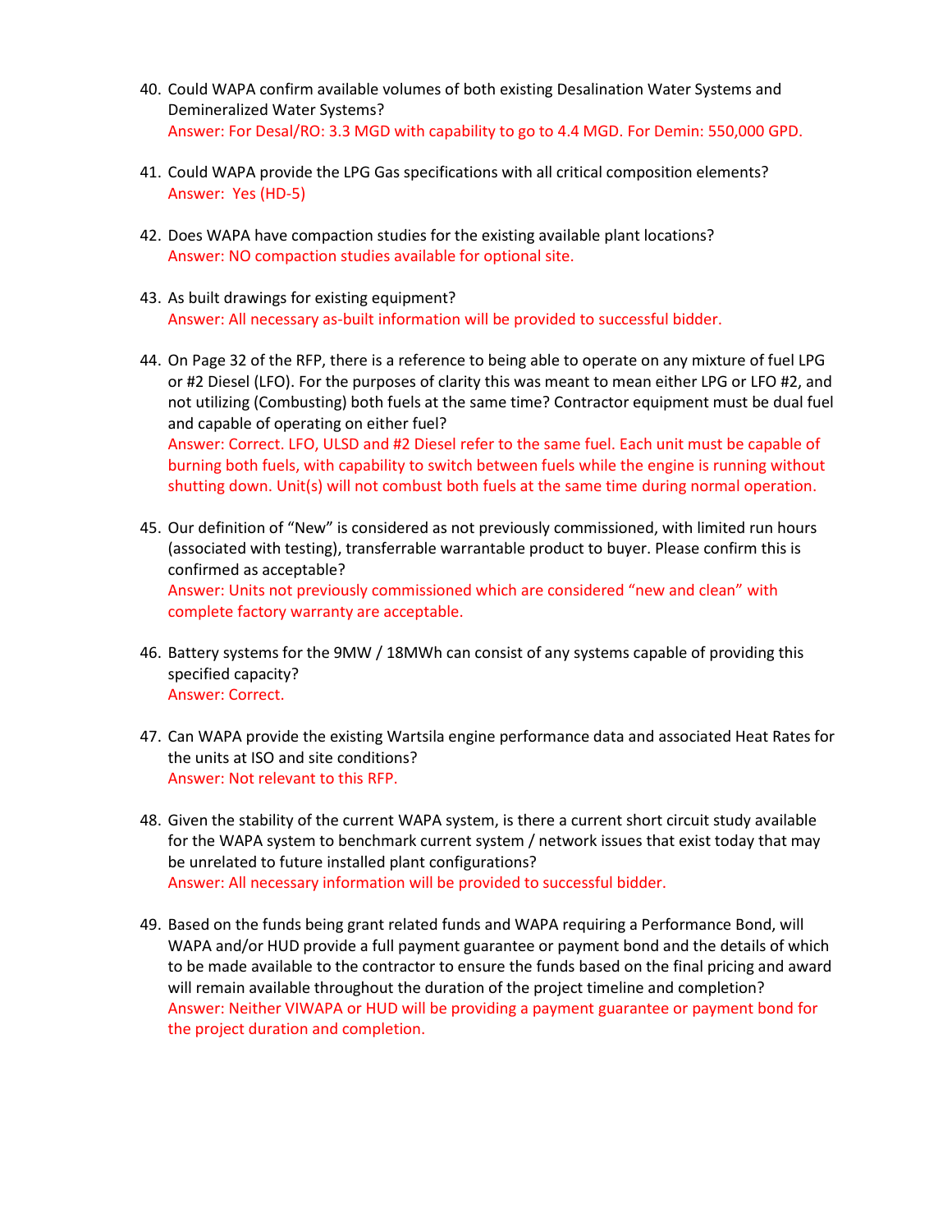40. Could WAPA confirm available volumes of both existing Desalination Water Systems and Demineralized Water Systems?
    Answer: For Desal/RO: 3.3 MGD with capability to go to 4.4 MGD. For Demin: 550,000 GPD.

41. Could WAPA provide the LPG Gas specifications with all critical composition elements?
    Answer: Yes (HD-5)

42. Does WAPA have compaction studies for the existing available plant locations?
    Answer: NO compaction studies available for optional site.

43. As built drawings for existing equipment?
    Answer: All necessary as-built information will be provided to successful bidder.

44. On Page 32 of the RFP, there is a reference to being able to operate on any mixture of fuel LPG or #2 Diesel (LFO). For the purposes of clarity this was meant to mean either LPG or LFO #2, and not utilizing (Combusting) both fuels at the same time? Contractor equipment must be dual fuel and capable of operating on either fuel?
    Answer: Correct. LFO, ULSD and #2 Diesel refer to the same fuel. Each unit must be capable of burning both fuels, with capability to switch between fuels while the engine is running without shutting down. Unit(s) will not combust both fuels at the same time during normal operation.

45. Our definition of "New" is considered as not previously commissioned, with limited run hours (associated with testing), transferrable warrantable product to buyer. Please confirm this is confirmed as acceptable?
    Answer: Units not previously commissioned which are considered "new and clean" with complete factory warranty are acceptable.

46. Battery systems for the 9MW / 18MWh can consist of any systems capable of providing this specified capacity?
    Answer: Correct.

47. Can WAPA provide the existing Wartsila engine performance data and associated Heat Rates for the units at ISO and site conditions?
    Answer: Not relevant to this RFP.

48. Given the stability of the current WAPA system, is there a current short circuit study available for the WAPA system to benchmark current system / network issues that exist today that may be unrelated to future installed plant configurations?
    Answer: All necessary information will be provided to successful bidder.

49. Based on the funds being grant related funds and WAPA requiring a Performance Bond, will WAPA and/or HUD provide a full payment guarantee or payment bond and the details of which to be made available to the contractor to ensure the funds based on the final pricing and award will remain available throughout the duration of the project timeline and completion?
    Answer: Neither VIWAPA or HUD will be providing a payment guarantee or payment bond for the project duration and completion.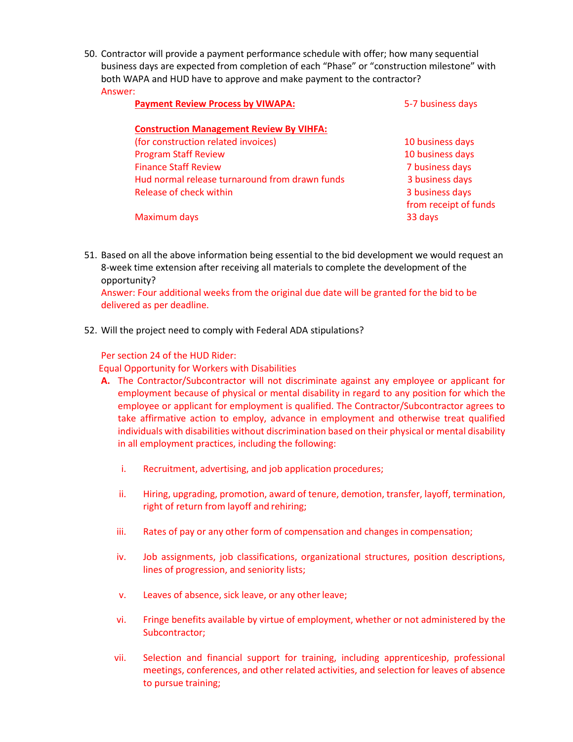50. Contractor will provide a payment performance schedule with offer; how many sequential business days are expected from completion of each "Phase" or "construction milestone" with both WAPA and HUD have to approve and make payment to the contractor?

    Answer:

    | | |
    |---|---|
    | **Payment Review Process by VIWAPA:** | 5-7 business days |
    | **Construction Management Review By VIHFA:** | |
    | (for construction related invoices) | 10 business days |
    | Program Staff Review | 10 business days |
    | Finance Staff Review | 7 business days |
    | Hud normal release turnaround from drawn funds | 3 business days |
    | Release of check within | 3 business days from receipt of funds |
    | Maximum days | 33 days |

51. Based on all the above information being essential to the bid development we would request an 8-week time extension after receiving all materials to complete the development of the opportunity?

    Answer: Four additional weeks from the original due date will be granted for the bid to be delivered as per deadline.

52. Will the project need to comply with Federal ADA stipulations?

    Per section 24 of the HUD Rider:

    Equal Opportunity for Workers with Disabilities

    **A.** The Contractor/Subcontractor will not discriminate against any employee or applicant for employment because of physical or mental disability in regard to any position for which the employee or applicant for employment is qualified. The Contractor/Subcontractor agrees to take affirmative action to employ, advance in employment and otherwise treat qualified individuals with disabilities without discrimination based on their physical or mental disability in all employment practices, including the following:

    i. Recruitment, advertising, and job application procedures;

    ii. Hiring, upgrading, promotion, award of tenure, demotion, transfer, layoff, termination, right of return from layoff and rehiring;

    iii. Rates of pay or any other form of compensation and changes in compensation;

    iv. Job assignments, job classifications, organizational structures, position descriptions, lines of progression, and seniority lists;

    v. Leaves of absence, sick leave, or any other leave;

    vi. Fringe benefits available by virtue of employment, whether or not administered by the Subcontractor;

    vii. Selection and financial support for training, including apprenticeship, professional meetings, conferences, and other related activities, and selection for leaves of absence to pursue training;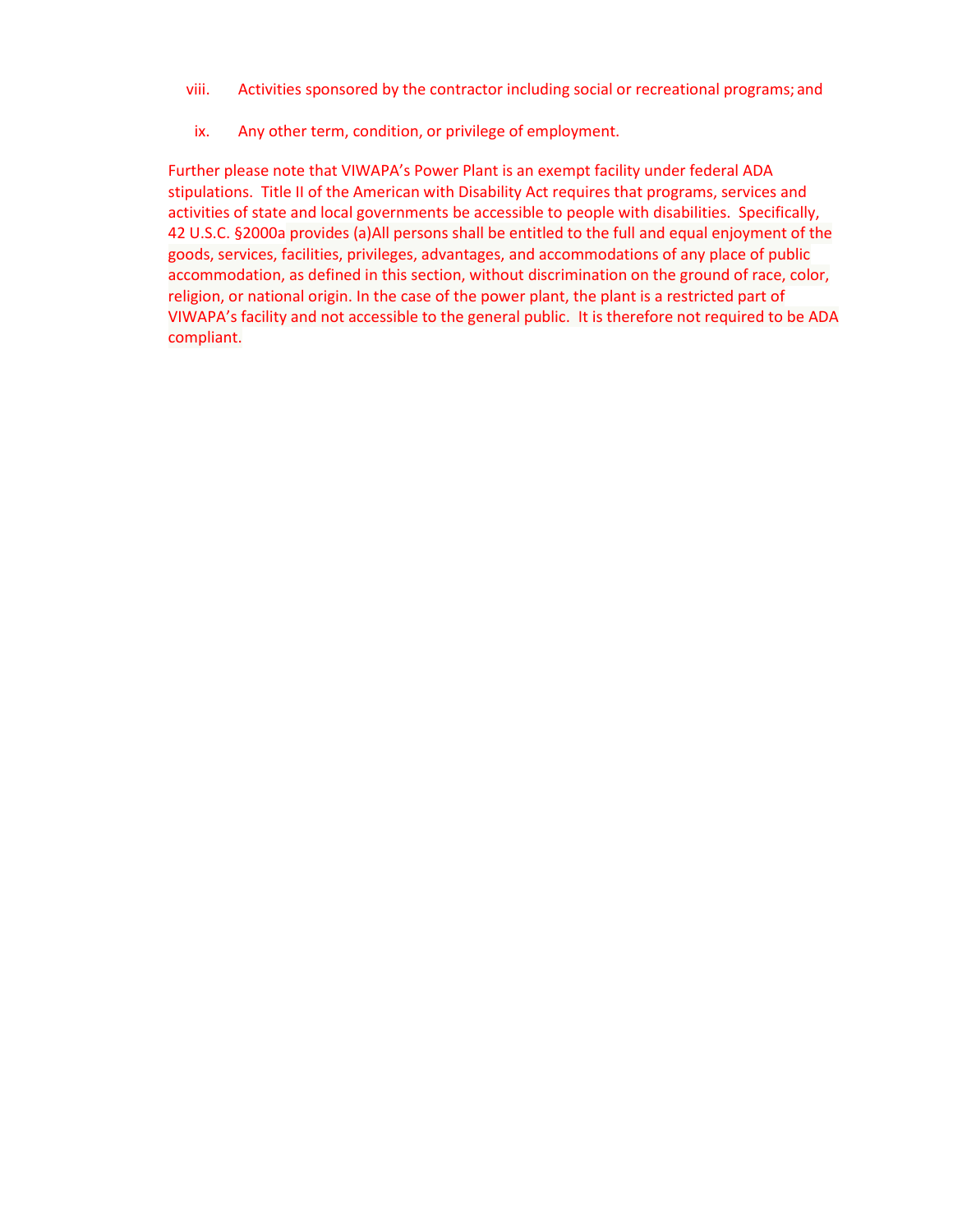viii. Activities sponsored by the contractor including social or recreational programs; and

ix. Any other term, condition, or privilege of employment.

Further please note that VIWAPA's Power Plant is an exempt facility under federal ADA stipulations. Title II of the American with Disability Act requires that programs, services and activities of state and local governments be accessible to people with disabilities. Specifically, 42 U.S.C. §2000a provides (a)All persons shall be entitled to the full and equal enjoyment of the goods, services, facilities, privileges, advantages, and accommodations of any place of public accommodation, as defined in this section, without discrimination on the ground of race, color, religion, or national origin. In the case of the power plant, the plant is a restricted part of VIWAPA's facility and not accessible to the general public. It is therefore not required to be ADA compliant.